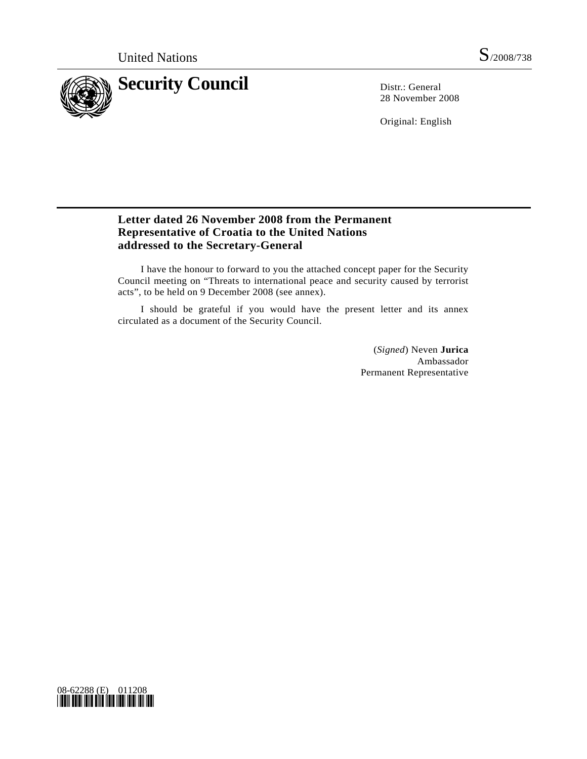United Nations S/2008/738

# Security Council

Distr.: General
28 November 2008

Original: English

## Letter dated 26 November 2008 from the Permanent Representative of Croatia to the United Nations addressed to the Secretary-General

I have the honour to forward to you the attached concept paper for the Security Council meeting on "Threats to international peace and security caused by terrorist acts", to be held on 9 December 2008 (see annex).

I should be grateful if you would have the present letter and its annex circulated as a document of the Security Council.

(*Signed*) Neven **Jurica**
Ambassador
Permanent Representative

08-62288 (E) 011208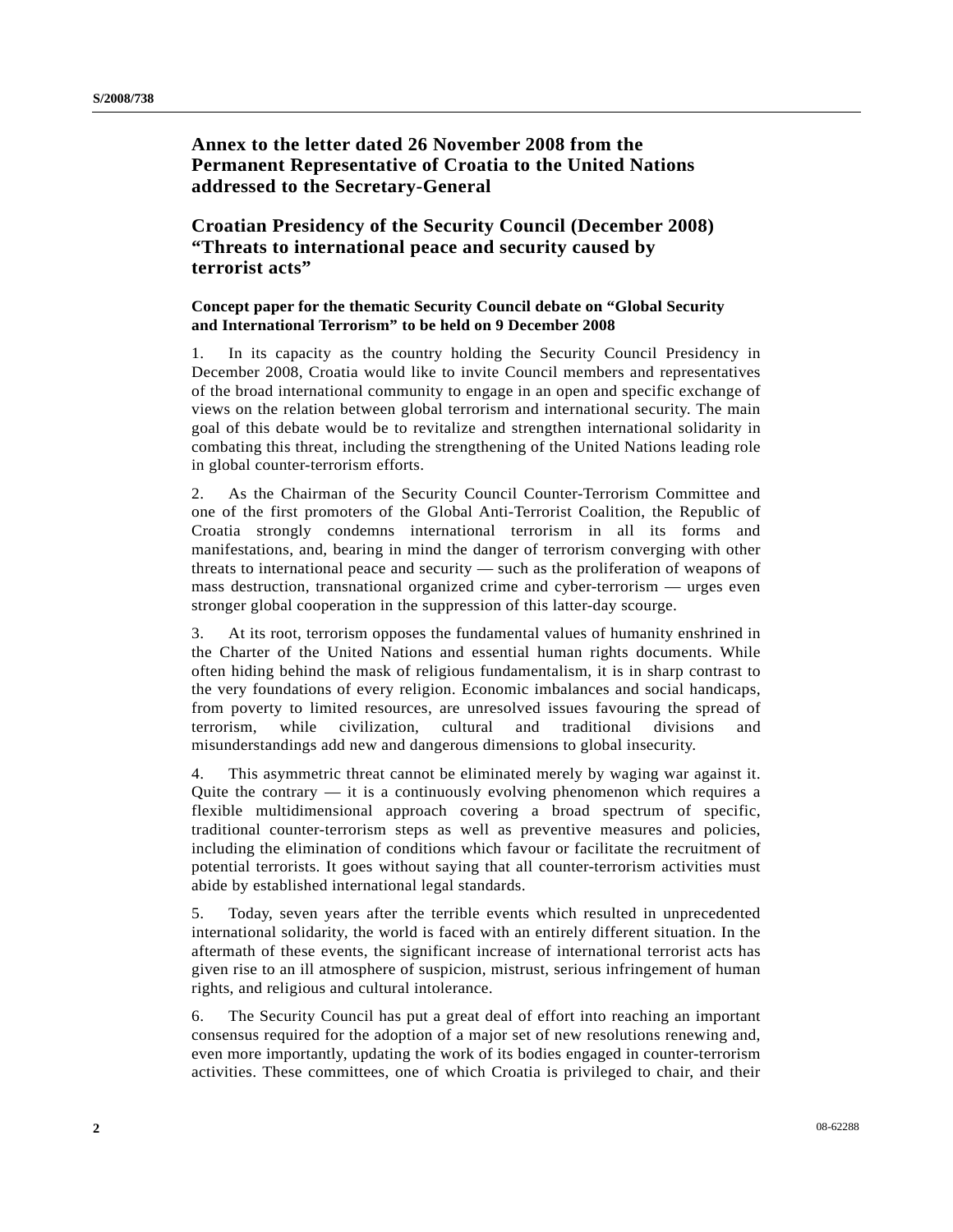## Annex to the letter dated 26 November 2008 from the Permanent Representative of Croatia to the United Nations addressed to the Secretary-General

## Croatian Presidency of the Security Council (December 2008) "Threats to international peace and security caused by terrorist acts"

### Concept paper for the thematic Security Council debate on "Global Security and International Terrorism" to be held on 9 December 2008

1. In its capacity as the country holding the Security Council Presidency in December 2008, Croatia would like to invite Council members and representatives of the broad international community to engage in an open and specific exchange of views on the relation between global terrorism and international security. The main goal of this debate would be to revitalize and strengthen international solidarity in combating this threat, including the strengthening of the United Nations leading role in global counter-terrorism efforts.

2. As the Chairman of the Security Council Counter-Terrorism Committee and one of the first promoters of the Global Anti-Terrorist Coalition, the Republic of Croatia strongly condemns international terrorism in all its forms and manifestations, and, bearing in mind the danger of terrorism converging with other threats to international peace and security — such as the proliferation of weapons of mass destruction, transnational organized crime and cyber-terrorism — urges even stronger global cooperation in the suppression of this latter-day scourge.

3. At its root, terrorism opposes the fundamental values of humanity enshrined in the Charter of the United Nations and essential human rights documents. While often hiding behind the mask of religious fundamentalism, it is in sharp contrast to the very foundations of every religion. Economic imbalances and social handicaps, from poverty to limited resources, are unresolved issues favouring the spread of terrorism, while civilization, cultural and traditional divisions and misunderstandings add new and dangerous dimensions to global insecurity.

4. This asymmetric threat cannot be eliminated merely by waging war against it. Quite the contrary — it is a continuously evolving phenomenon which requires a flexible multidimensional approach covering a broad spectrum of specific, traditional counter-terrorism steps as well as preventive measures and policies, including the elimination of conditions which favour or facilitate the recruitment of potential terrorists. It goes without saying that all counter-terrorism activities must abide by established international legal standards.

5. Today, seven years after the terrible events which resulted in unprecedented international solidarity, the world is faced with an entirely different situation. In the aftermath of these events, the significant increase of international terrorist acts has given rise to an ill atmosphere of suspicion, mistrust, serious infringement of human rights, and religious and cultural intolerance.

6. The Security Council has put a great deal of effort into reaching an important consensus required for the adoption of a major set of new resolutions renewing and, even more importantly, updating the work of its bodies engaged in counter-terrorism activities. These committees, one of which Croatia is privileged to chair, and their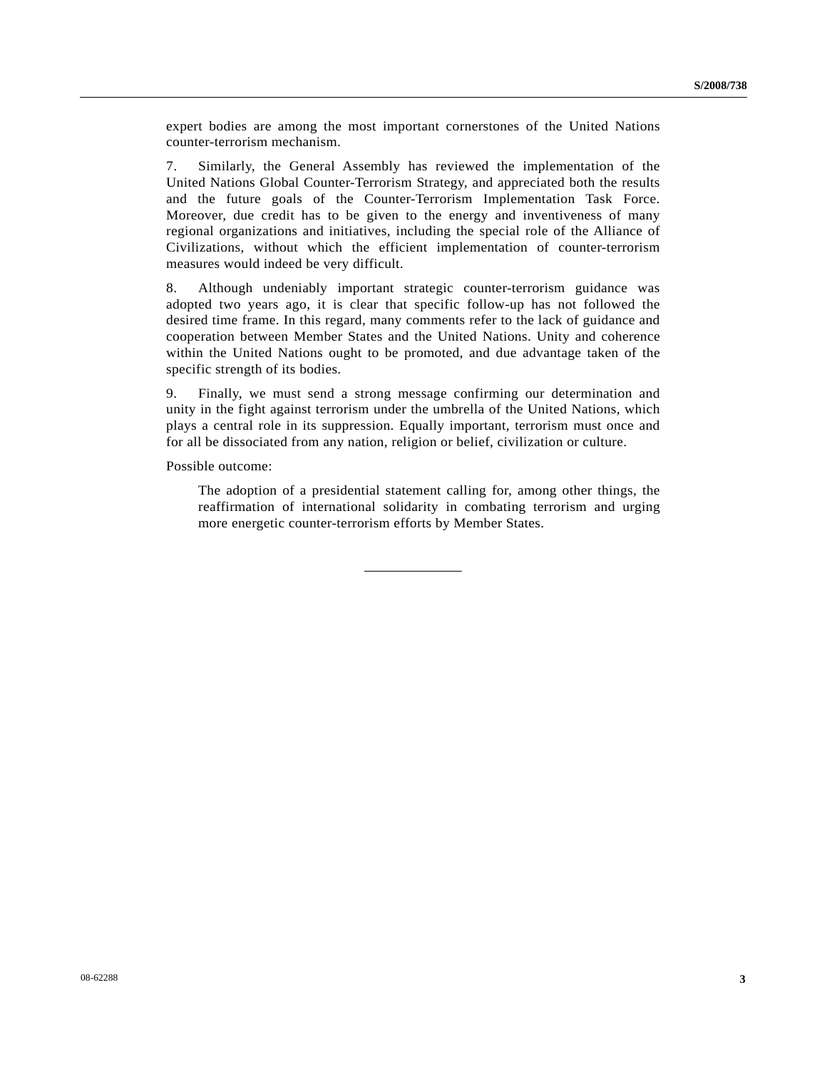expert bodies are among the most important cornerstones of the United Nations counter-terrorism mechanism.

7. Similarly, the General Assembly has reviewed the implementation of the United Nations Global Counter-Terrorism Strategy, and appreciated both the results and the future goals of the Counter-Terrorism Implementation Task Force. Moreover, due credit has to be given to the energy and inventiveness of many regional organizations and initiatives, including the special role of the Alliance of Civilizations, without which the efficient implementation of counter-terrorism measures would indeed be very difficult.

8. Although undeniably important strategic counter-terrorism guidance was adopted two years ago, it is clear that specific follow-up has not followed the desired time frame. In this regard, many comments refer to the lack of guidance and cooperation between Member States and the United Nations. Unity and coherence within the United Nations ought to be promoted, and due advantage taken of the specific strength of its bodies.

9. Finally, we must send a strong message confirming our determination and unity in the fight against terrorism under the umbrella of the United Nations, which plays a central role in its suppression. Equally important, terrorism must once and for all be dissociated from any nation, religion or belief, civilization or culture.

Possible outcome:

> The adoption of a presidential statement calling for, among other things, the reaffirmation of international solidarity in combating terrorism and urging more energetic counter-terrorism efforts by Member States.